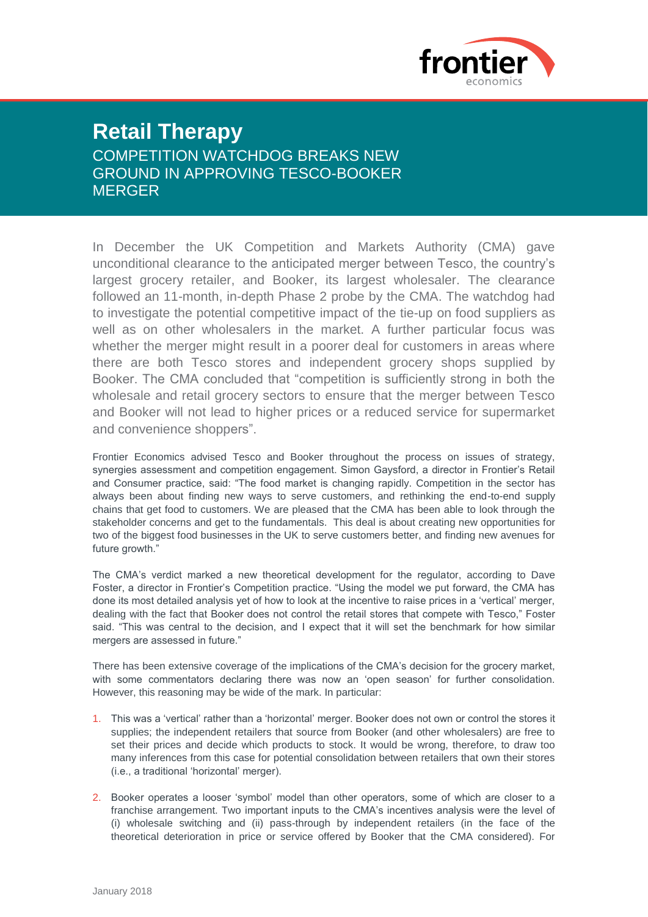# Retail Therapy

## COMPETITION WATCHDOG BREAKS NEW GROUND IN APPROVING TESCO-BOOKER MERGER

In December the UK Competition and Markets Authority (CMA) gave unconditional clearance to the anticipated merger between Tesco, the country's largest grocery retailer, and Booker, its largest wholesaler. The clearance followed an 11-month, in-depth Phase 2 probe by the CMA. The watchdog had to investigate the potential competitive impact of the tie-up on food suppliers as well as on other wholesalers in the market. A further particular focus was whether the merger might result in a poorer deal for customers in areas where there are both Tesco stores and independent grocery shops supplied by Booker. The CMA concluded that "competition is sufficiently strong in both the wholesale and retail grocery sectors to ensure that the merger between Tesco and Booker will not lead to higher prices or a reduced service for supermarket and convenience shoppers".

Frontier Economics advised Tesco and Booker throughout the process on issues of strategy, synergies assessment and competition engagement. Simon Gaysford, a director in Frontier's Retail and Consumer practice, said: "The food market is changing rapidly. Competition in the sector has always been about finding new ways to serve customers, and rethinking the end-to-end supply chains that get food to customers. We are pleased that the CMA has been able to look through the stakeholder concerns and get to the fundamentals. This deal is about creating new opportunities for two of the biggest food businesses in the UK to serve customers better, and finding new avenues for future growth."

The CMA's verdict marked a new theoretical development for the regulator, according to Dave Foster, a director in Frontier's Competition practice. "Using the model we put forward, the CMA has done its most detailed analysis yet of how to look at the incentive to raise prices in a 'vertical' merger, dealing with the fact that Booker does not control the retail stores that compete with Tesco," Foster said. "This was central to the decision, and I expect that it will set the benchmark for how similar mergers are assessed in future."

There has been extensive coverage of the implications of the CMA's decision for the grocery market, with some commentators declaring there was now an 'open season' for further consolidation. However, this reasoning may be wide of the mark. In particular:

1. This was a 'vertical' rather than a 'horizontal' merger. Booker does not own or control the stores it supplies; the independent retailers that source from Booker (and other wholesalers) are free to set their prices and decide which products to stock. It would be wrong, therefore, to draw too many inferences from this case for potential consolidation between retailers that own their stores (i.e., a traditional 'horizontal' merger).

2. Booker operates a looser 'symbol' model than other operators, some of which are closer to a franchise arrangement. Two important inputs to the CMA's incentives analysis were the level of (i) wholesale switching and (ii) pass-through by independent retailers (in the face of the theoretical deterioration in price or service offered by Booker that the CMA considered). For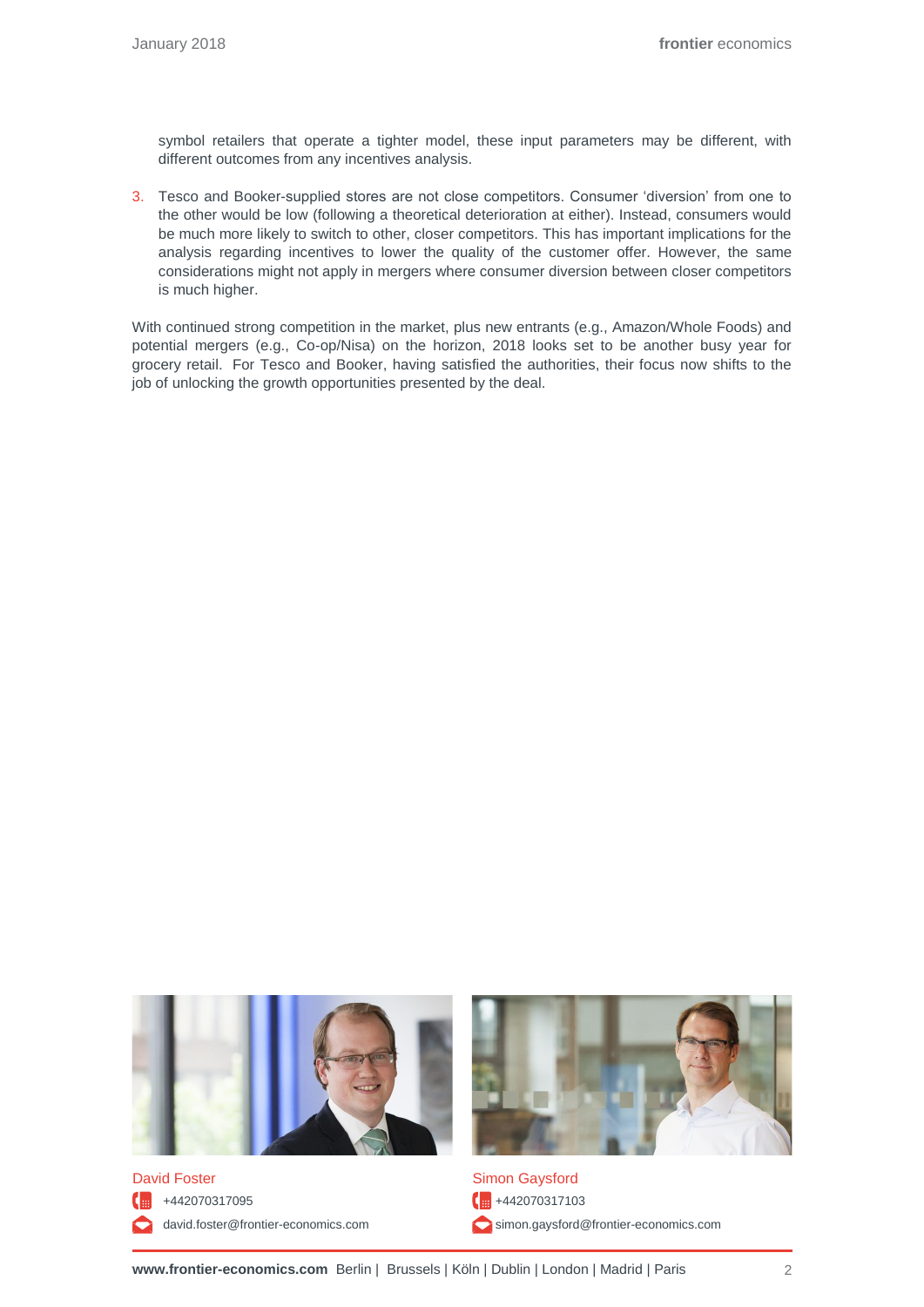symbol retailers that operate a tighter model, these input parameters may be different, with different outcomes from any incentives analysis.

3. Tesco and Booker-supplied stores are not close competitors. Consumer 'diversion' from one to the other would be low (following a theoretical deterioration at either). Instead, consumers would be much more likely to switch to other, closer competitors. This has important implications for the analysis regarding incentives to lower the quality of the customer offer. However, the same considerations might not apply in mergers where consumer diversion between closer competitors is much higher.

With continued strong competition in the market, plus new entrants (e.g., Amazon/Whole Foods) and potential mergers (e.g., Co-op/Nisa) on the horizon, 2018 looks set to be another busy year for grocery retail. For Tesco and Booker, having satisfied the authorities, their focus now shifts to the job of unlocking the growth opportunities presented by the deal.

David Foster
+442070317095
david.foster@frontier-economics.com

Simon Gaysford
+442070317103
simon.gaysford@frontier-economics.com

**www.frontier-economics.com** Berlin | Brussels | Köln | Dublin | London | Madrid | Paris